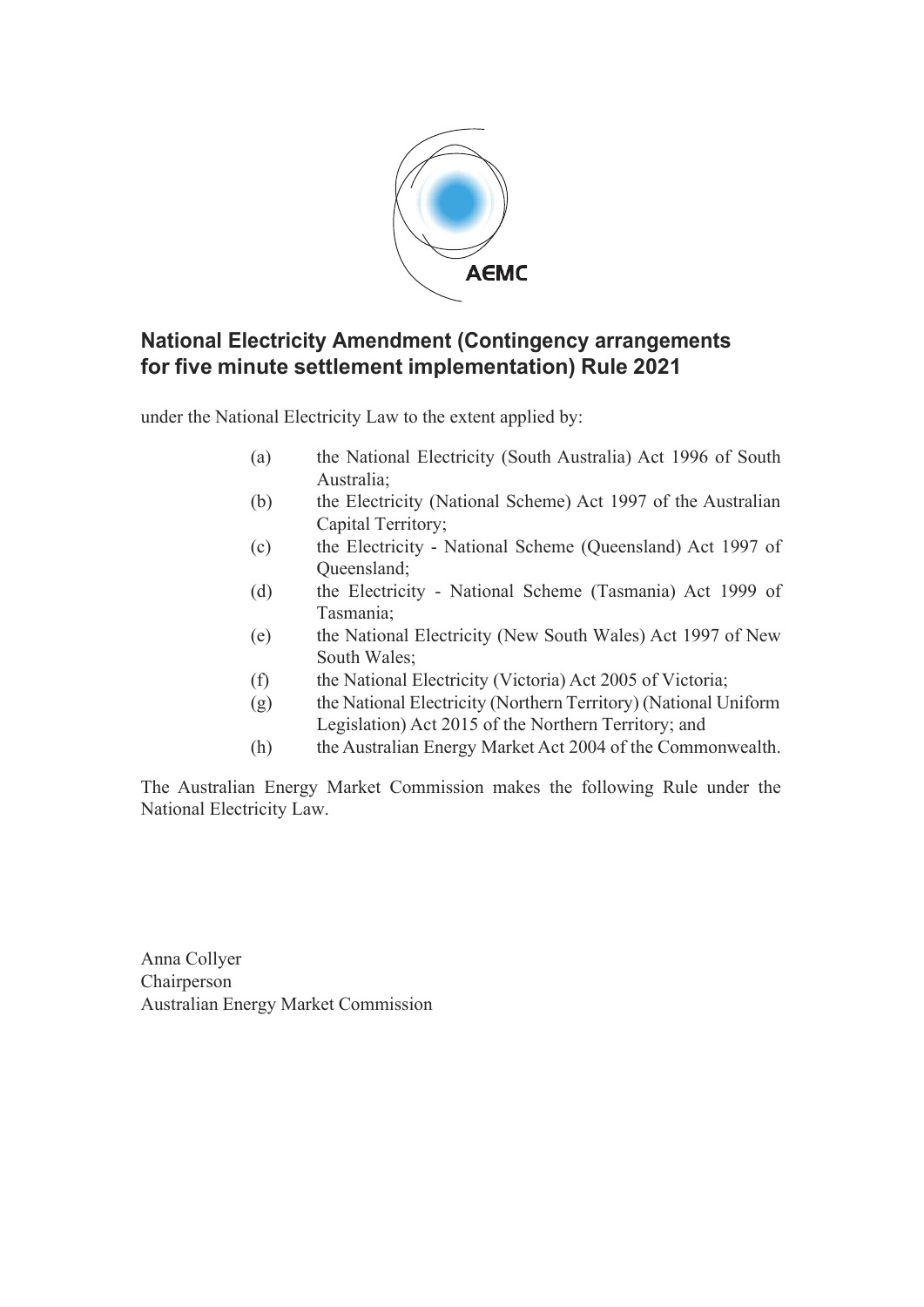# National Electricity Amendment (Contingency arrangements for five minute settlement implementation) Rule 2021

under the National Electricity Law to the extent applied by:

(a) the National Electricity (South Australia) Act 1996 of South Australia;

(b) the Electricity (National Scheme) Act 1997 of the Australian Capital Territory;

(c) the Electricity - National Scheme (Queensland) Act 1997 of Queensland;

(d) the Electricity - National Scheme (Tasmania) Act 1999 of Tasmania;

(e) the National Electricity (New South Wales) Act 1997 of New South Wales;

(f) the National Electricity (Victoria) Act 2005 of Victoria;

(g) the National Electricity (Northern Territory) (National Uniform Legislation) Act 2015 of the Northern Territory; and

(h) the Australian Energy Market Act 2004 of the Commonwealth.

The Australian Energy Market Commission makes the following Rule under the National Electricity Law.

Anna Collyer
Chairperson
Australian Energy Market Commission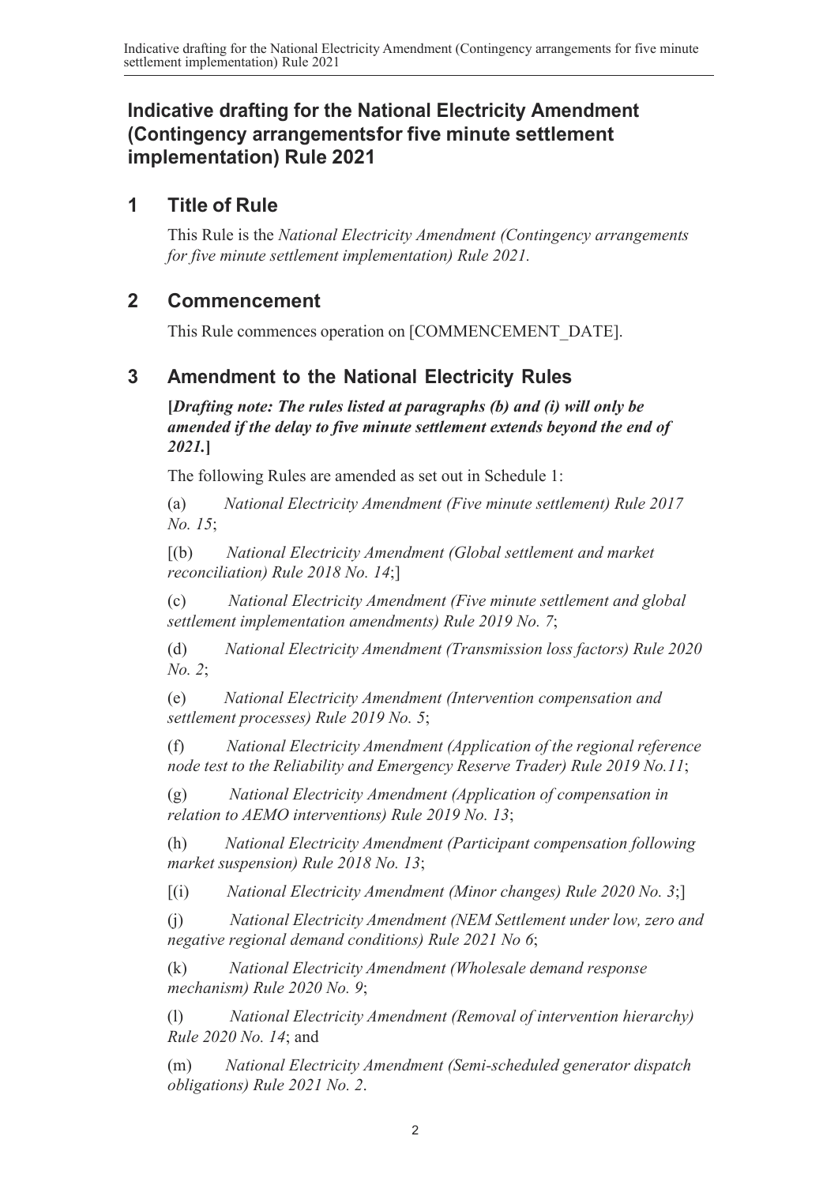# Indicative drafting for the National Electricity Amendment (Contingency arrangementsfor five minute settlement implementation) Rule 2021

## 1 Title of Rule

This Rule is the *National Electricity Amendment (Contingency arrangements for five minute settlement implementation) Rule 2021.*

## 2 Commencement

This Rule commences operation on [COMMENCEMENT_DATE].

## 3 Amendment to the National Electricity Rules

**[*Drafting note: The rules listed at paragraphs (b) and (i) will only be amended if the delay to five minute settlement extends beyond the end of 2021.*]**

The following Rules are amended as set out in Schedule 1:

(a) *National Electricity Amendment (Five minute settlement) Rule 2017 No. 15*;

[(b) *National Electricity Amendment (Global settlement and market reconciliation) Rule 2018 No. 14*;]

(c) *National Electricity Amendment (Five minute settlement and global settlement implementation amendments) Rule 2019 No. 7*;

(d) *National Electricity Amendment (Transmission loss factors) Rule 2020 No. 2*;

(e) *National Electricity Amendment (Intervention compensation and settlement processes) Rule 2019 No. 5*;

(f) *National Electricity Amendment (Application of the regional reference node test to the Reliability and Emergency Reserve Trader) Rule 2019 No.11*;

(g) *National Electricity Amendment (Application of compensation in relation to AEMO interventions) Rule 2019 No. 13*;

(h) *National Electricity Amendment (Participant compensation following market suspension) Rule 2018 No. 13*;

[(i) *National Electricity Amendment (Minor changes) Rule 2020 No. 3*;]

(j) *National Electricity Amendment (NEM Settlement under low, zero and negative regional demand conditions) Rule 2021 No 6*;

(k) *National Electricity Amendment (Wholesale demand response mechanism) Rule 2020 No. 9*;

(l) *National Electricity Amendment (Removal of intervention hierarchy) Rule 2020 No. 14*; and

(m) *National Electricity Amendment (Semi-scheduled generator dispatch obligations) Rule 2021 No. 2*.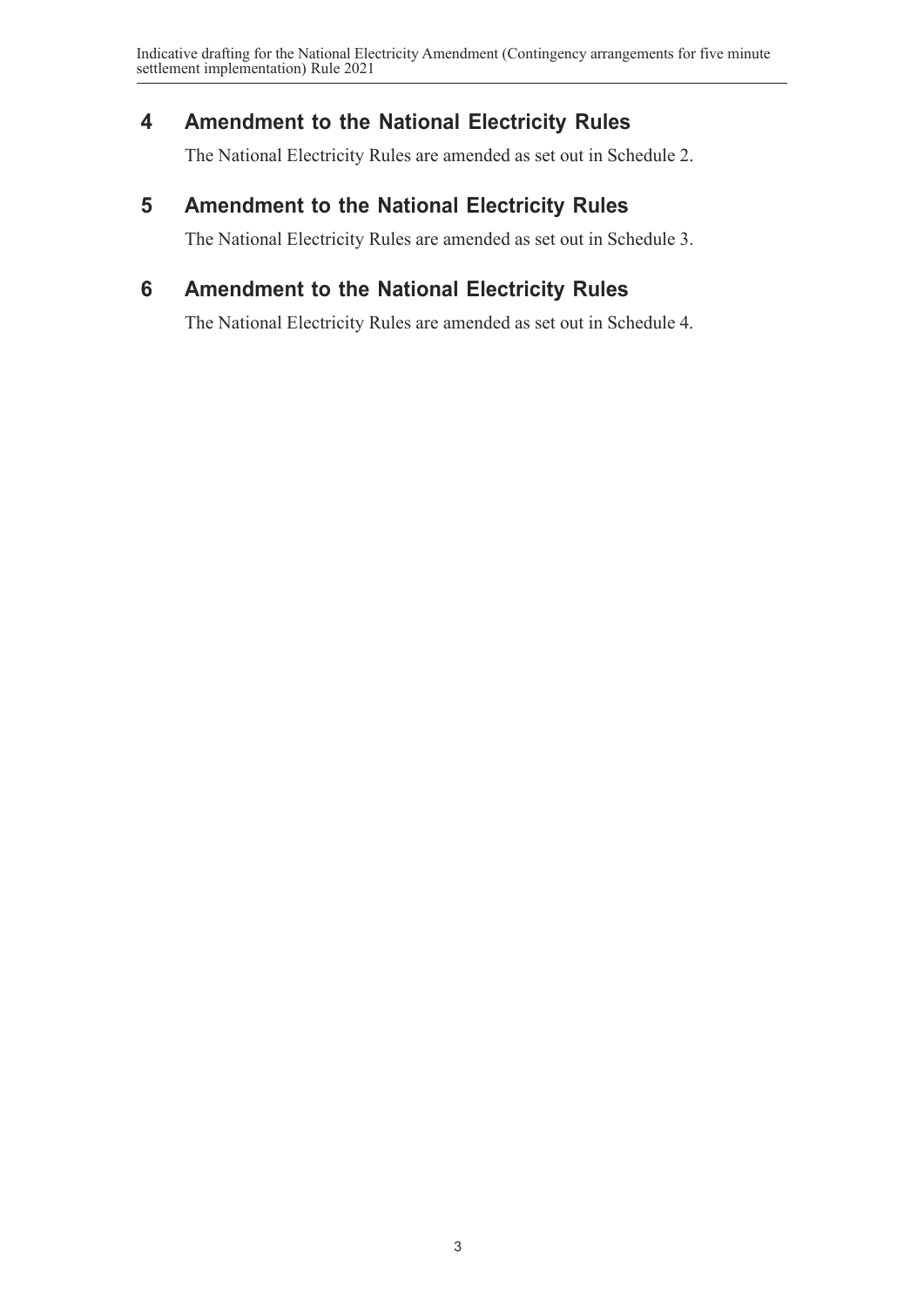## 4 Amendment to the National Electricity Rules

The National Electricity Rules are amended as set out in Schedule 2.

## 5 Amendment to the National Electricity Rules

The National Electricity Rules are amended as set out in Schedule 3.

## 6 Amendment to the National Electricity Rules

The National Electricity Rules are amended as set out in Schedule 4.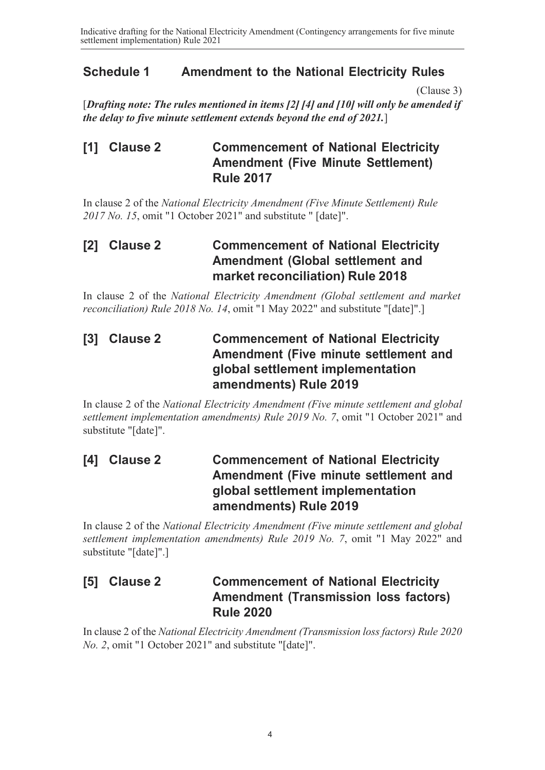# Schedule 1 Amendment to the National Electricity Rules

(Clause 3)

[***Drafting note: The rules mentioned in items [2] [4] and [10] will only be amended if the delay to five minute settlement extends beyond the end of 2021.***]

## [1] Clause 2 Commencement of National Electricity Amendment (Five Minute Settlement) Rule 2017

In clause 2 of the *National Electricity Amendment (Five Minute Settlement) Rule 2017 No. 15*, omit "1 October 2021" and substitute " [date]".

## [2] Clause 2 Commencement of National Electricity Amendment (Global settlement and market reconciliation) Rule 2018

In clause 2 of the *National Electricity Amendment (Global settlement and market reconciliation) Rule 2018 No. 14*, omit "1 May 2022" and substitute "[date]".]

## [3] Clause 2 Commencement of National Electricity Amendment (Five minute settlement and global settlement implementation amendments) Rule 2019

In clause 2 of the *National Electricity Amendment (Five minute settlement and global settlement implementation amendments) Rule 2019 No. 7*, omit "1 October 2021" and substitute "[date]".

## [4] Clause 2 Commencement of National Electricity Amendment (Five minute settlement and global settlement implementation amendments) Rule 2019

In clause 2 of the *National Electricity Amendment (Five minute settlement and global settlement implementation amendments) Rule 2019 No. 7*, omit "1 May 2022" and substitute "[date]".]

## [5] Clause 2 Commencement of National Electricity Amendment (Transmission loss factors) Rule 2020

In clause 2 of the *National Electricity Amendment (Transmission loss factors) Rule 2020 No. 2*, omit "1 October 2021" and substitute "[date]".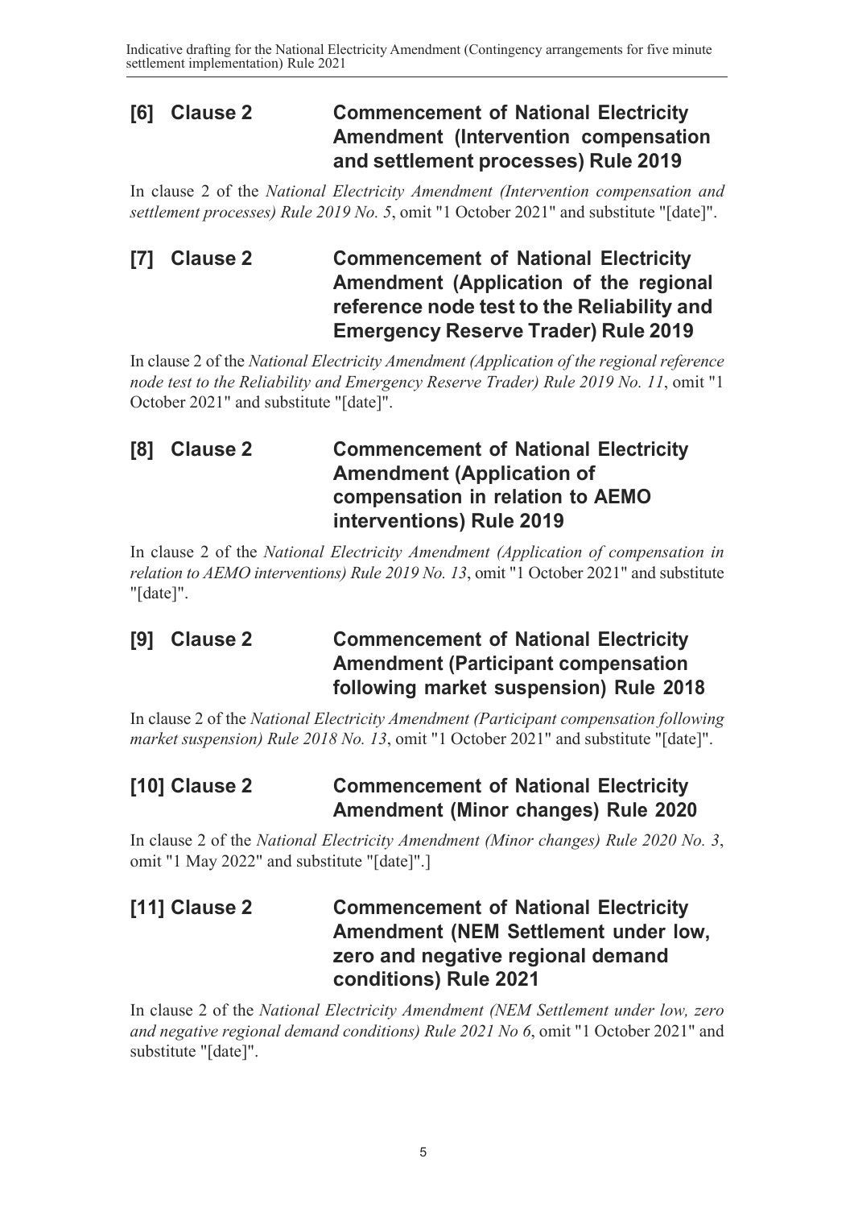## [6] Clause 2 Commencement of National Electricity Amendment (Intervention compensation and settlement processes) Rule 2019

In clause 2 of the *National Electricity Amendment (Intervention compensation and settlement processes) Rule 2019 No. 5*, omit "1 October 2021" and substitute "[date]".

## [7] Clause 2 Commencement of National Electricity Amendment (Application of the regional reference node test to the Reliability and Emergency Reserve Trader) Rule 2019

In clause 2 of the *National Electricity Amendment (Application of the regional reference node test to the Reliability and Emergency Reserve Trader) Rule 2019 No. 11*, omit "1 October 2021" and substitute "[date]".

## [8] Clause 2 Commencement of National Electricity Amendment (Application of compensation in relation to AEMO interventions) Rule 2019

In clause 2 of the *National Electricity Amendment (Application of compensation in relation to AEMO interventions) Rule 2019 No. 13*, omit "1 October 2021" and substitute "[date]".

## [9] Clause 2 Commencement of National Electricity Amendment (Participant compensation following market suspension) Rule 2018

In clause 2 of the *National Electricity Amendment (Participant compensation following market suspension) Rule 2018 No. 13*, omit "1 October 2021" and substitute "[date]".

## [10] Clause 2 Commencement of National Electricity Amendment (Minor changes) Rule 2020

In clause 2 of the *National Electricity Amendment (Minor changes) Rule 2020 No. 3*, omit "1 May 2022" and substitute "[date]".]

## [11] Clause 2 Commencement of National Electricity Amendment (NEM Settlement under low, zero and negative regional demand conditions) Rule 2021

In clause 2 of the *National Electricity Amendment (NEM Settlement under low, zero and negative regional demand conditions) Rule 2021 No 6*, omit "1 October 2021" and substitute "[date]".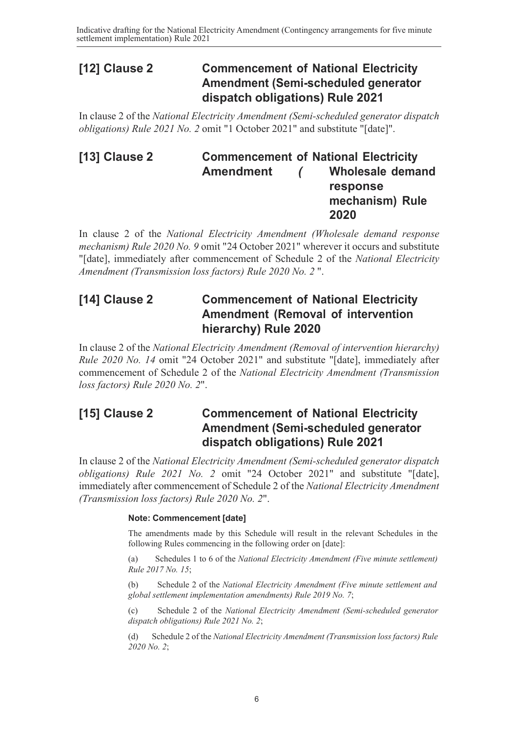## [12] Clause 2 Commencement of National Electricity Amendment (Semi-scheduled generator dispatch obligations) Rule 2021

In clause 2 of the *National Electricity Amendment (Semi-scheduled generator dispatch obligations) Rule 2021 No. 2* omit "1 October 2021" and substitute "[date]".

## [13] Clause 2 Commencement of National Electricity Amendment ( Wholesale demand response mechanism) Rule 2020

In clause 2 of the *National Electricity Amendment (Wholesale demand response mechanism) Rule 2020 No. 9* omit "24 October 2021" wherever it occurs and substitute "[date], immediately after commencement of Schedule 2 of the *National Electricity Amendment (Transmission loss factors) Rule 2020 No. 2* ".

## [14] Clause 2 Commencement of National Electricity Amendment (Removal of intervention hierarchy) Rule 2020

In clause 2 of the *National Electricity Amendment (Removal of intervention hierarchy) Rule 2020 No. 14* omit "24 October 2021" and substitute "[date], immediately after commencement of Schedule 2 of the *National Electricity Amendment (Transmission loss factors) Rule 2020 No. 2*".

## [15] Clause 2 Commencement of National Electricity Amendment (Semi-scheduled generator dispatch obligations) Rule 2021

In clause 2 of the *National Electricity Amendment (Semi-scheduled generator dispatch obligations) Rule 2021 No. 2* omit "24 October 2021" and substitute "[date], immediately after commencement of Schedule 2 of the *National Electricity Amendment (Transmission loss factors) Rule 2020 No. 2*".

**Note: Commencement [date]**

The amendments made by this Schedule will result in the relevant Schedules in the following Rules commencing in the following order on [date]:

(a) Schedules 1 to 6 of the *National Electricity Amendment (Five minute settlement) Rule 2017 No. 15*;

(b) Schedule 2 of the *National Electricity Amendment (Five minute settlement and global settlement implementation amendments) Rule 2019 No. 7*;

(c) Schedule 2 of the *National Electricity Amendment (Semi-scheduled generator dispatch obligations) Rule 2021 No. 2*;

(d) Schedule 2 of the *National Electricity Amendment (Transmission loss factors) Rule 2020 No. 2*;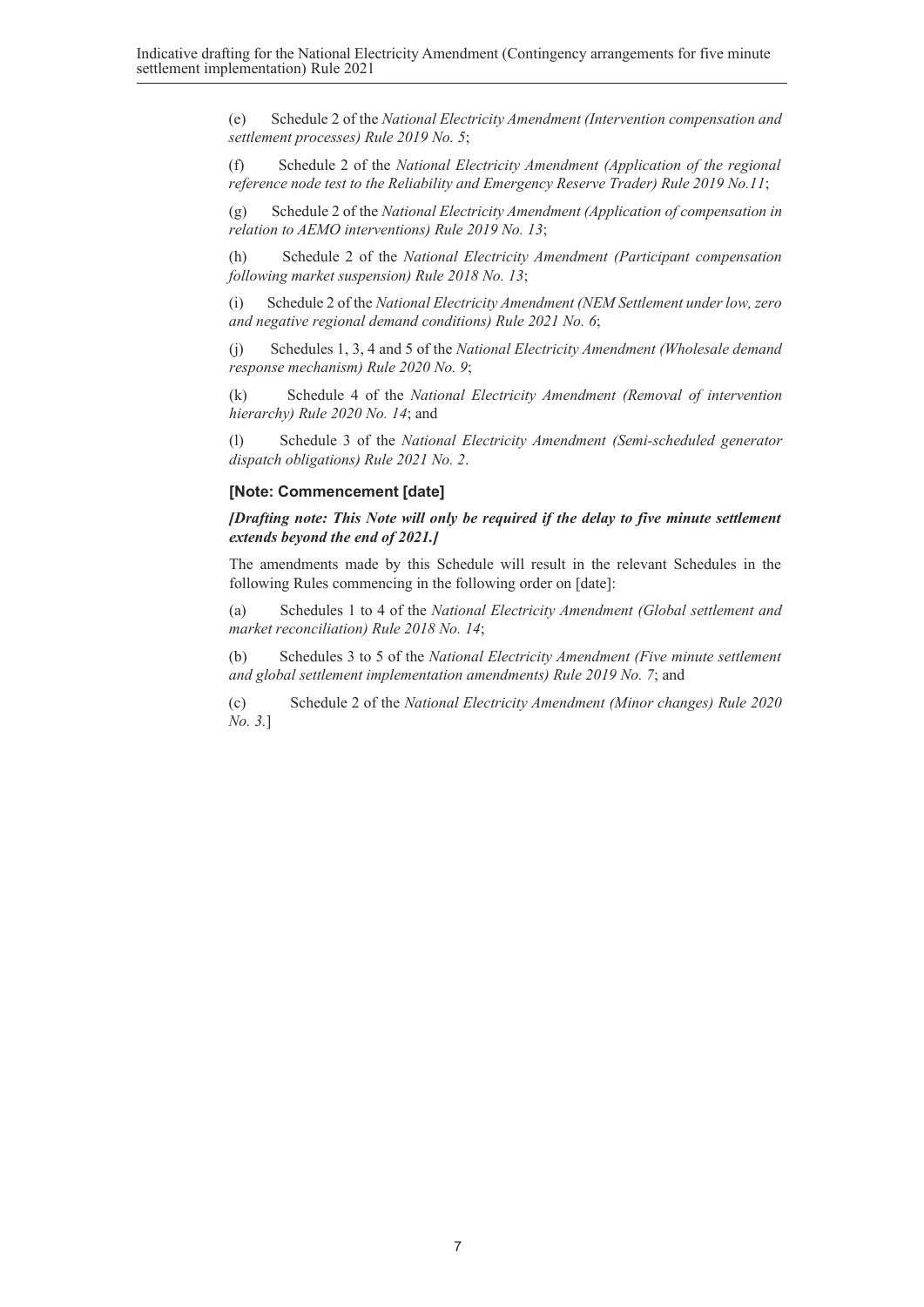(e) Schedule 2 of the *National Electricity Amendment (Intervention compensation and settlement processes) Rule 2019 No. 5*;

(f) Schedule 2 of the *National Electricity Amendment (Application of the regional reference node test to the Reliability and Emergency Reserve Trader) Rule 2019 No.11*;

(g) Schedule 2 of the *National Electricity Amendment (Application of compensation in relation to AEMO interventions) Rule 2019 No. 13*;

(h) Schedule 2 of the *National Electricity Amendment (Participant compensation following market suspension) Rule 2018 No. 13*;

(i) Schedule 2 of the *National Electricity Amendment (NEM Settlement under low, zero and negative regional demand conditions) Rule 2021 No. 6*;

(j) Schedules 1, 3, 4 and 5 of the *National Electricity Amendment (Wholesale demand response mechanism) Rule 2020 No. 9*;

(k) Schedule 4 of the *National Electricity Amendment (Removal of intervention hierarchy) Rule 2020 No. 14*; and

(l) Schedule 3 of the *National Electricity Amendment (Semi-scheduled generator dispatch obligations) Rule 2021 No. 2*.

**[Note: Commencement [date]**

***[Drafting note: This Note will only be required if the delay to five minute settlement extends beyond the end of 2021.]***

The amendments made by this Schedule will result in the relevant Schedules in the following Rules commencing in the following order on [date]:

(a) Schedules 1 to 4 of the *National Electricity Amendment (Global settlement and market reconciliation) Rule 2018 No. 14*;

(b) Schedules 3 to 5 of the *National Electricity Amendment (Five minute settlement and global settlement implementation amendments) Rule 2019 No. 7*; and

(c) Schedule 2 of the *National Electricity Amendment (Minor changes) Rule 2020 No. 3.*]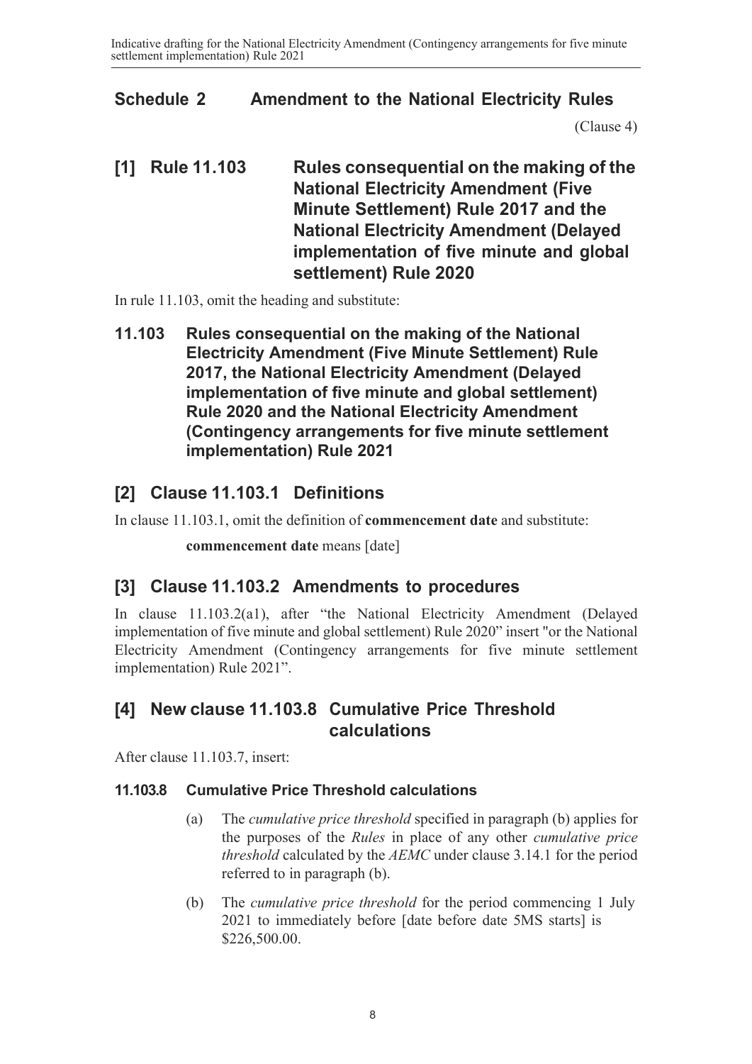# Schedule 2 Amendment to the National Electricity Rules

(Clause 4)

## [1] Rule 11.103 Rules consequential on the making of the National Electricity Amendment (Five Minute Settlement) Rule 2017 and the National Electricity Amendment (Delayed implementation of five minute and global settlement) Rule 2020

In rule 11.103, omit the heading and substitute:

**11.103 Rules consequential on the making of the National Electricity Amendment (Five Minute Settlement) Rule 2017, the National Electricity Amendment (Delayed implementation of five minute and global settlement) Rule 2020 and the National Electricity Amendment (Contingency arrangements for five minute settlement implementation) Rule 2021**

## [2] Clause 11.103.1 Definitions

In clause 11.103.1, omit the definition of **commencement date** and substitute:

**commencement date** means [date]

## [3] Clause 11.103.2 Amendments to procedures

In clause 11.103.2(a1), after "the National Electricity Amendment (Delayed implementation of five minute and global settlement) Rule 2020" insert "or the National Electricity Amendment (Contingency arrangements for five minute settlement implementation) Rule 2021".

## [4] New clause 11.103.8 Cumulative Price Threshold calculations

After clause 11.103.7, insert:

### 11.103.8 Cumulative Price Threshold calculations

(a) The *cumulative price threshold* specified in paragraph (b) applies for the purposes of the *Rules* in place of any other *cumulative price threshold* calculated by the *AEMC* under clause 3.14.1 for the period referred to in paragraph (b).

(b) The *cumulative price threshold* for the period commencing 1 July 2021 to immediately before [date before date 5MS starts] is $226,500.00.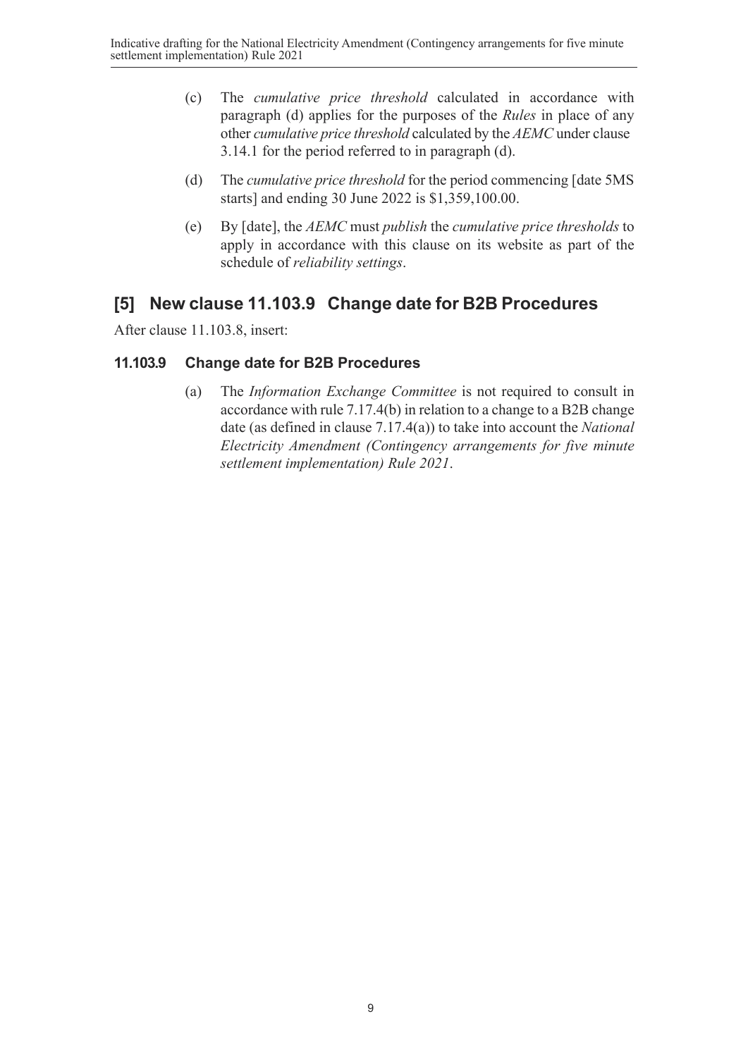(c) The *cumulative price threshold* calculated in accordance with paragraph (d) applies for the purposes of the *Rules* in place of any other *cumulative price threshold* calculated by the *AEMC* under clause 3.14.1 for the period referred to in paragraph (d).

(d) The *cumulative price threshold* for the period commencing [date 5MS starts] and ending 30 June 2022 is $1,359,100.00.

(e) By [date], the *AEMC* must *publish* the *cumulative price thresholds* to apply in accordance with this clause on its website as part of the schedule of *reliability settings*.

## [5] New clause 11.103.9 Change date for B2B Procedures

After clause 11.103.8, insert:

### 11.103.9 Change date for B2B Procedures

(a) The *Information Exchange Committee* is not required to consult in accordance with rule 7.17.4(b) in relation to a change to a B2B change date (as defined in clause 7.17.4(a)) to take into account the *National Electricity Amendment (Contingency arrangements for five minute settlement implementation) Rule 2021*.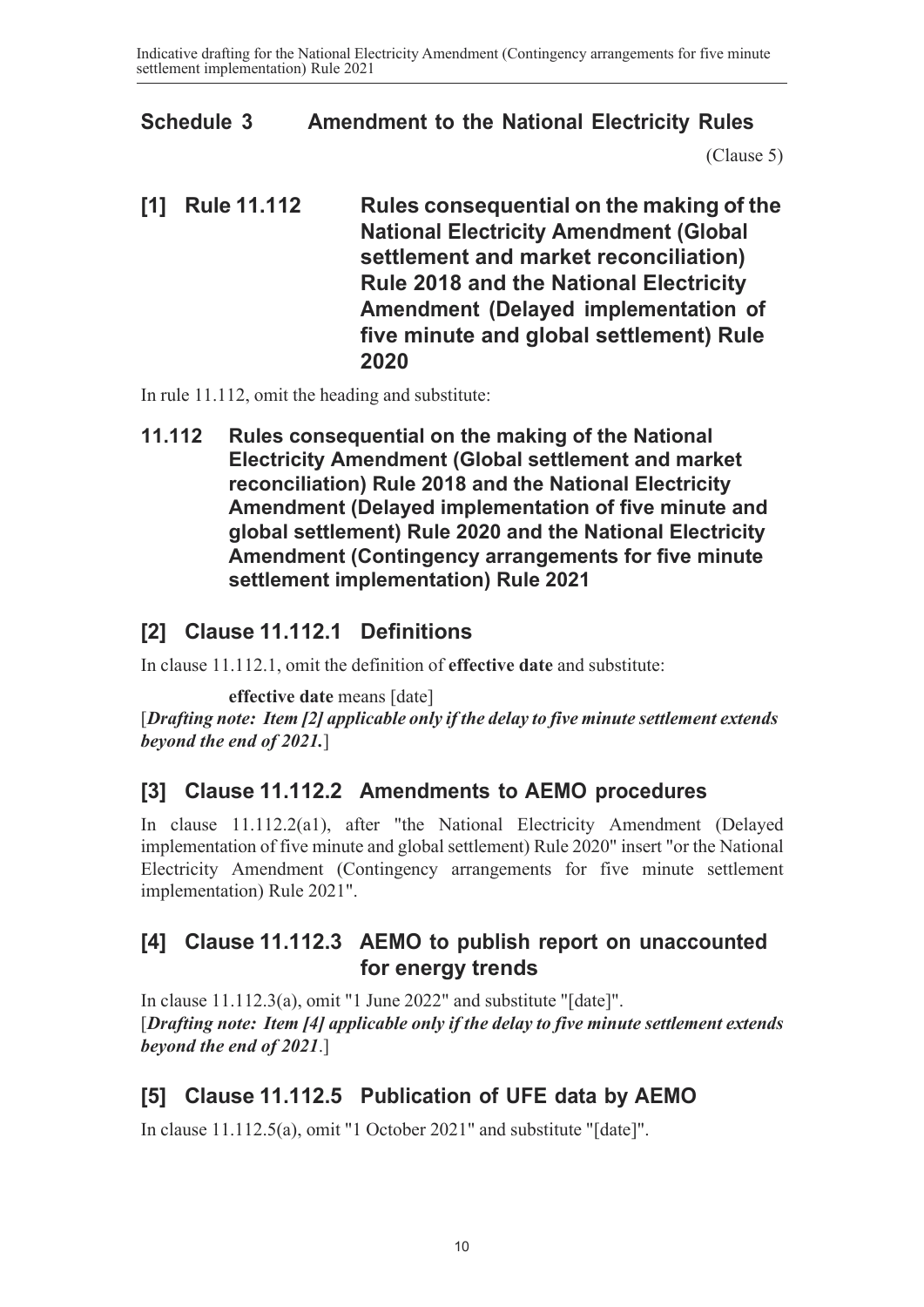## Schedule 3 Amendment to the National Electricity Rules

(Clause 5)

### [1] Rule 11.112 Rules consequential on the making of the National Electricity Amendment (Global settlement and market reconciliation) Rule 2018 and the National Electricity Amendment (Delayed implementation of five minute and global settlement) Rule 2020

In rule 11.112, omit the heading and substitute:

**11.112 Rules consequential on the making of the National Electricity Amendment (Global settlement and market reconciliation) Rule 2018 and the National Electricity Amendment (Delayed implementation of five minute and global settlement) Rule 2020 and the National Electricity Amendment (Contingency arrangements for five minute settlement implementation) Rule 2021**

### [2] Clause 11.112.1 Definitions

In clause 11.112.1, omit the definition of **effective date** and substitute:

**effective date** means [date]

[***Drafting note: Item [2] applicable only if the delay to five minute settlement extends beyond the end of 2021.***]

### [3] Clause 11.112.2 Amendments to AEMO procedures

In clause 11.112.2(a1), after "the National Electricity Amendment (Delayed implementation of five minute and global settlement) Rule 2020" insert "or the National Electricity Amendment (Contingency arrangements for five minute settlement implementation) Rule 2021".

### [4] Clause 11.112.3 AEMO to publish report on unaccounted for energy trends

In clause 11.112.3(a), omit "1 June 2022" and substitute "[date]".

[***Drafting note: Item [4] applicable only if the delay to five minute settlement extends beyond the end of 2021***.]

### [5] Clause 11.112.5 Publication of UFE data by AEMO

In clause 11.112.5(a), omit "1 October 2021" and substitute "[date]".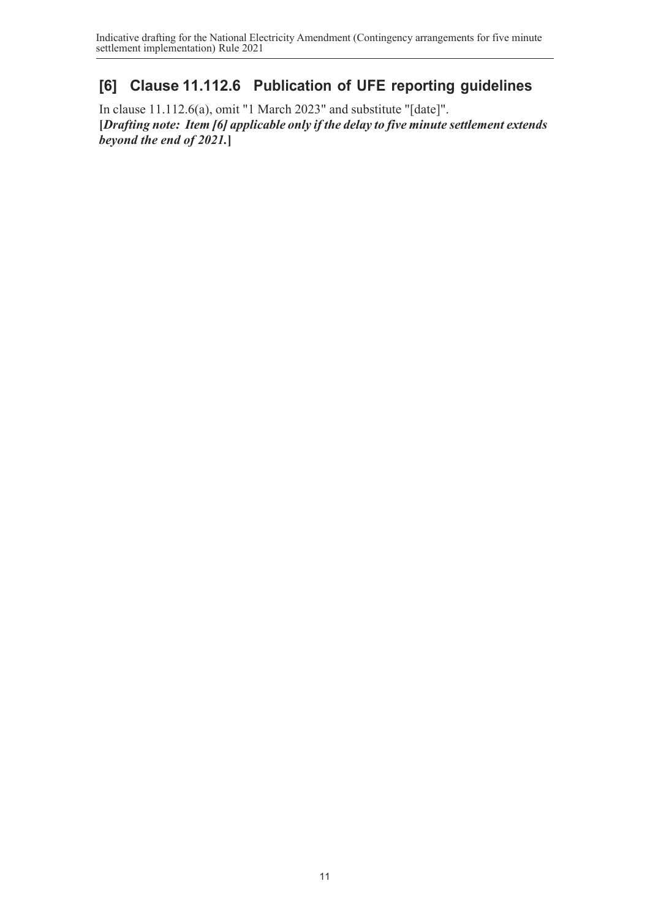## [6] Clause 11.112.6 Publication of UFE reporting guidelines

In clause 11.112.6(a), omit "1 March 2023" and substitute "[date]".
**[*Drafting note: Item [6] applicable only if the delay to five minute settlement extends beyond the end of 2021.*]**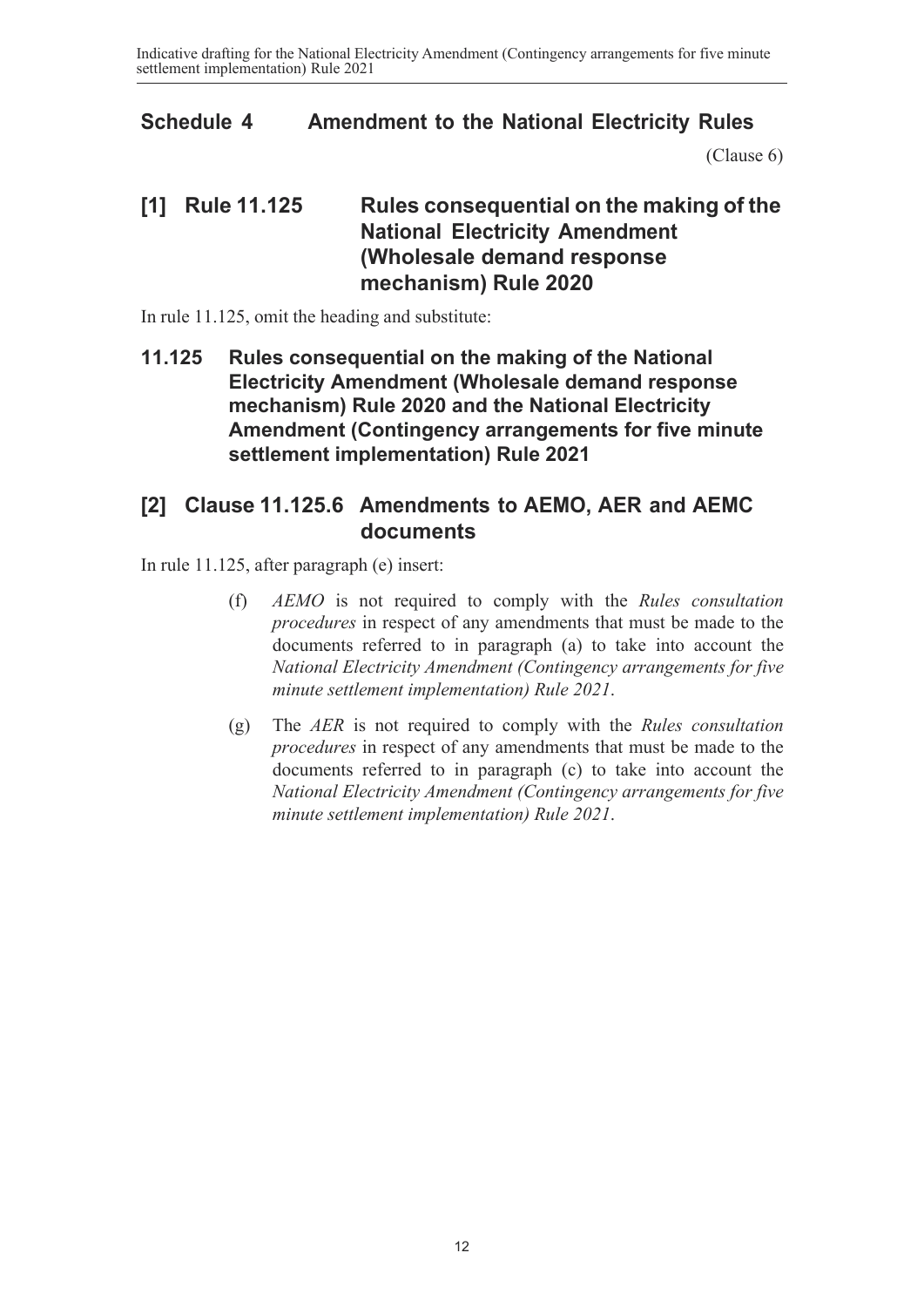## Schedule 4 Amendment to the National Electricity Rules

(Clause 6)

### [1] Rule 11.125 Rules consequential on the making of the National Electricity Amendment (Wholesale demand response mechanism) Rule 2020

In rule 11.125, omit the heading and substitute:

**11.125 Rules consequential on the making of the National Electricity Amendment (Wholesale demand response mechanism) Rule 2020 and the National Electricity Amendment (Contingency arrangements for five minute settlement implementation) Rule 2021**

### [2] Clause 11.125.6 Amendments to AEMO, AER and AEMC documents

In rule 11.125, after paragraph (e) insert:

(f) *AEMO* is not required to comply with the *Rules consultation procedures* in respect of any amendments that must be made to the documents referred to in paragraph (a) to take into account the *National Electricity Amendment (Contingency arrangements for five minute settlement implementation) Rule 2021*.

(g) The *AER* is not required to comply with the *Rules consultation procedures* in respect of any amendments that must be made to the documents referred to in paragraph (c) to take into account the *National Electricity Amendment (Contingency arrangements for five minute settlement implementation) Rule 2021*.